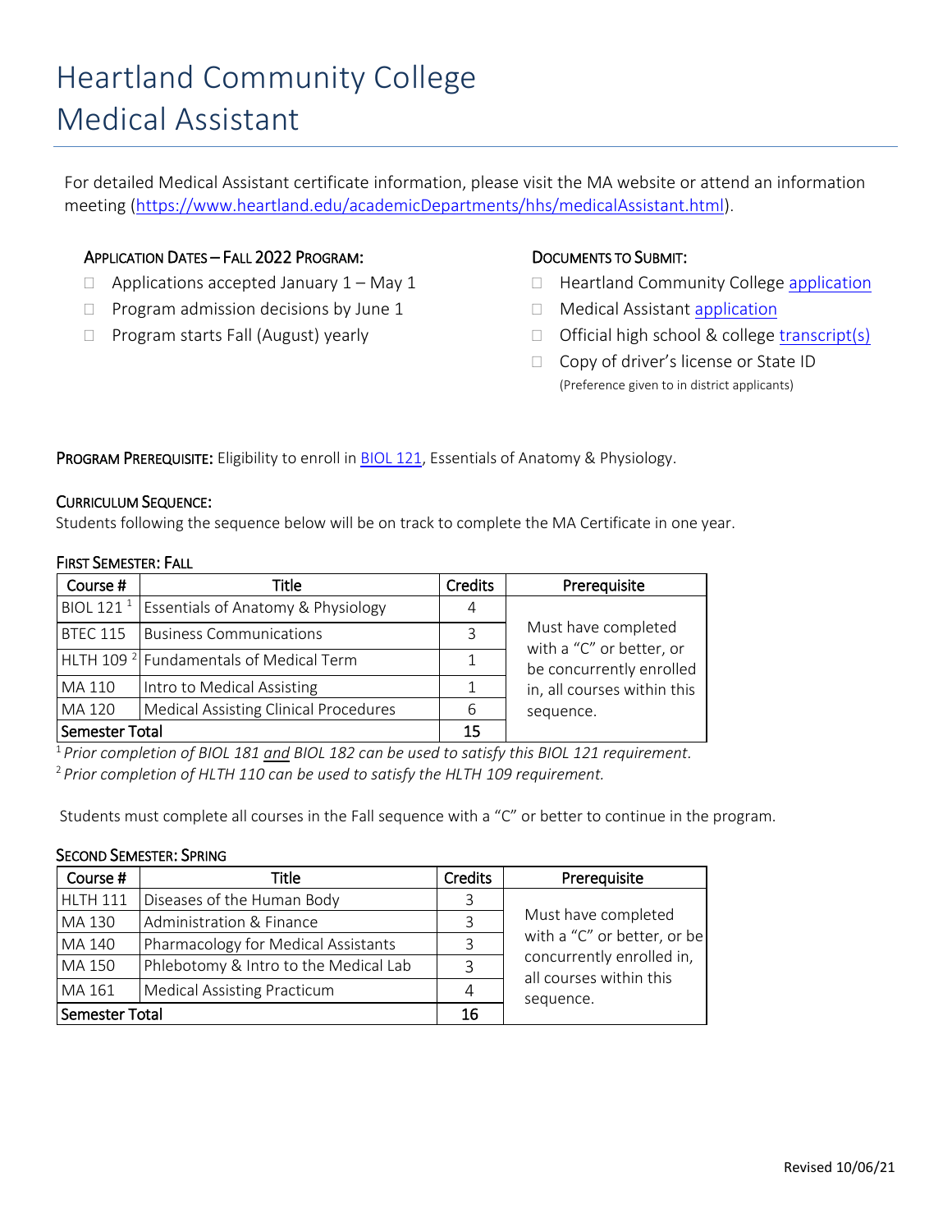# Heartland Community College
# Medical Assistant

For detailed Medical Assistant certificate information, please visit the MA website or attend an information meeting (https://www.heartland.edu/academicDepartments/hhs/medicalAssistant.html).

### APPLICATION DATES – FALL 2022 PROGRAM:

- Applications accepted January 1 – May 1
- Program admission decisions by June 1
- Program starts Fall (August) yearly

### DOCUMENTS TO SUBMIT:

- Heartland Community College application
- Medical Assistant application
- Official high school & college transcript(s)
- Copy of driver's license or State ID
  (Preference given to in district applicants)

**PROGRAM PREREQUISITE:** Eligibility to enroll in BIOL 121, Essentials of Anatomy & Physiology.

### CURRICULUM SEQUENCE:

Students following the sequence below will be on track to complete the MA Certificate in one year.

### FIRST SEMESTER: FALL

| Course # | Title | Credits | Prerequisite |
|---|---|---|---|
| BIOL 121 [1] | Essentials of Anatomy & Physiology | 4 | Must have completed with a "C" or better, or be concurrently enrolled in, all courses within this sequence. |
| BTEC 115 | Business Communications | 3 | |
| HLTH 109 [2] | Fundamentals of Medical Term | 1 | |
| MA 110 | Intro to Medical Assisting | 1 | |
| MA 120 | Medical Assisting Clinical Procedures | 6 | |
| **Semester Total** | | **15** | |

[1] *Prior completion of BIOL 181 and BIOL 182 can be used to satisfy this BIOL 121 requirement.*
[2] *Prior completion of HLTH 110 can be used to satisfy the HLTH 109 requirement.*

Students must complete all courses in the Fall sequence with a "C" or better to continue in the program.

### SECOND SEMESTER: SPRING

| Course # | Title | Credits | Prerequisite |
|---|---|---|---|
| HLTH 111 | Diseases of the Human Body | 3 | Must have completed with a "C" or better, or be concurrently enrolled in, all courses within this sequence. |
| MA 130 | Administration & Finance | 3 | |
| MA 140 | Pharmacology for Medical Assistants | 3 | |
| MA 150 | Phlebotomy & Intro to the Medical Lab | 3 | |
| MA 161 | Medical Assisting Practicum | 4 | |
| **Semester Total** | | **16** | |

Revised 10/06/21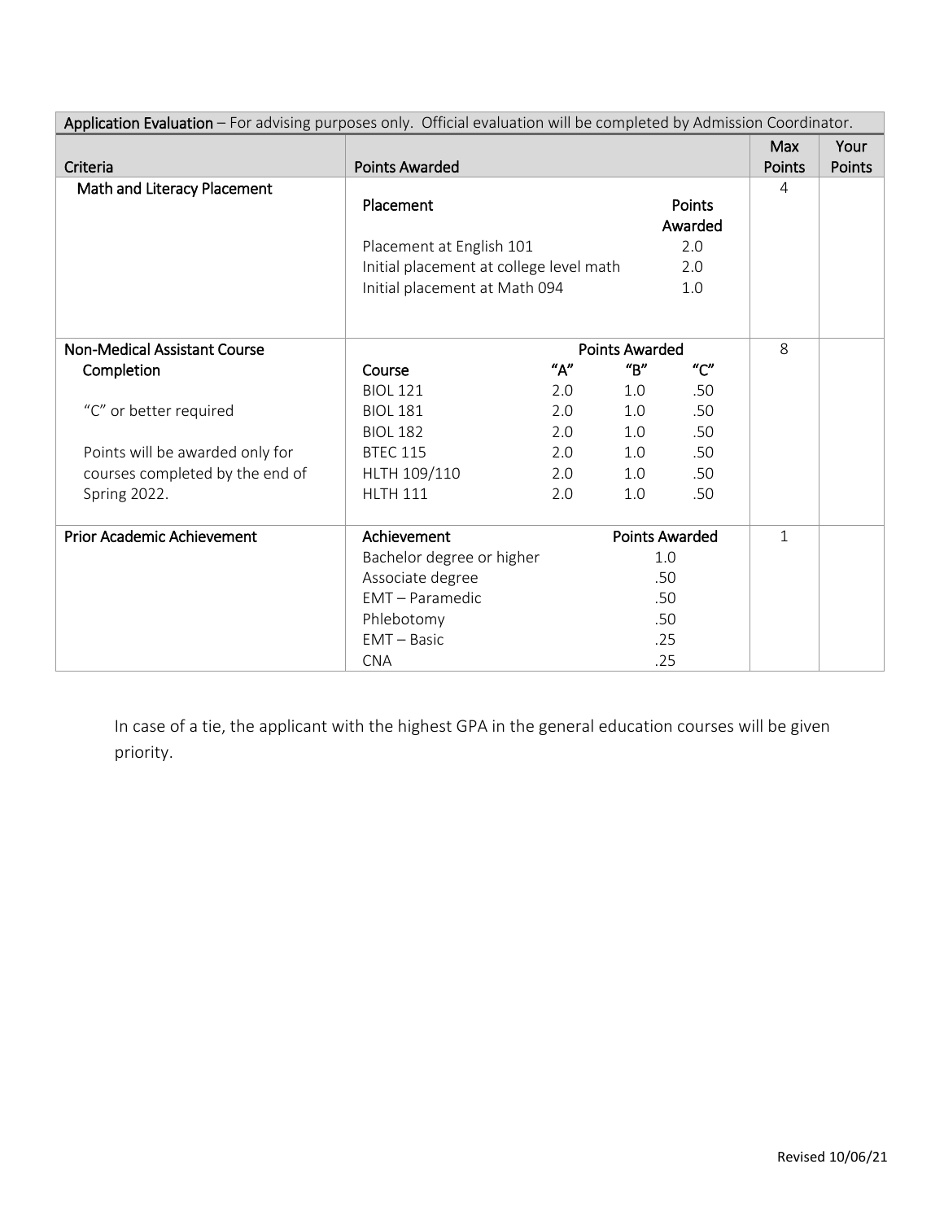| **Application Evaluation** – For advising purposes only. Official evaluation will be completed by Admission Coordinator. | | | |
|---|---|---|---|
| **Criteria** | **Points Awarded** | **Max Points** | **Your Points** |
| **Math and Literacy Placement** | **Placement** — **Points Awarded**<br>Placement at English 101 — 2.0<br>Initial placement at college level math — 2.0<br>Initial placement at Math 094 — 1.0 | 4 | |
| **Non-Medical Assistant Course Completion**<br><br>"C" or better required<br><br>Points will be awarded only for courses completed by the end of Spring 2022. | **Points Awarded**<br>**Course** — **"A"** / **"B"** / **"C"**<br>BIOL 121 — 2.0 / 1.0 / .50<br>BIOL 181 — 2.0 / 1.0 / .50<br>BIOL 182 — 2.0 / 1.0 / .50<br>BTEC 115 — 2.0 / 1.0 / .50<br>HLTH 109/110 — 2.0 / 1.0 / .50<br>HLTH 111 — 2.0 / 1.0 / .50 | 8 | |
| **Prior Academic Achievement** | **Achievement** — **Points Awarded**<br>Bachelor degree or higher — 1.0<br>Associate degree — .50<br>EMT – Paramedic — .50<br>Phlebotomy — .50<br>EMT – Basic — .25<br>CNA — .25 | 1 | |

In case of a tie, the applicant with the highest GPA in the general education courses will be given priority.

Revised 10/06/21